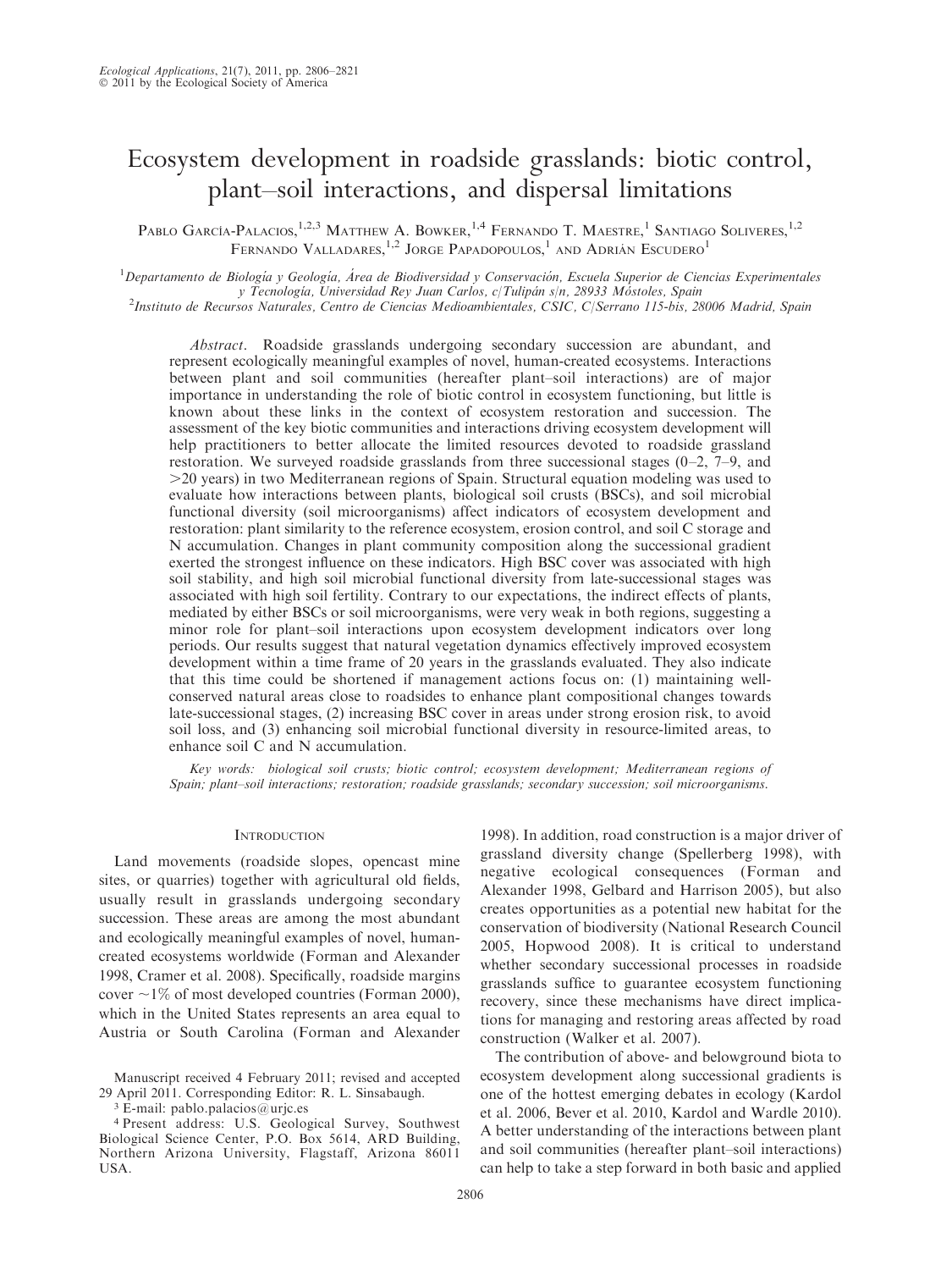# Ecosystem development in roadside grasslands: biotic control, plant–soil interactions, and dispersal limitations

Pablo García-Palacios,[1,2,3] Matthew A. Bowker,[1,4] Fernando T. Maestre,[1] Santiago Soliveres,[1,2] Fernando Valladares,[1,2] Jorge Papadopoulos,[1] and Adrián Escudero[1]

[1]Departamento de Biología y Geología, Área de Biodiversidad y Conservación, Escuela Superior de Ciencias Experimentales y Tecnología, Universidad Rey Juan Carlos, c/Tulipán s/n, 28933 Móstoles, Spain

[2]Instituto de Recursos Naturales, Centro de Ciencias Medioambientales, CSIC, C/Serrano 115-bis, 28006 Madrid, Spain

*Abstract*. Roadside grasslands undergoing secondary succession are abundant, and represent ecologically meaningful examples of novel, human-created ecosystems. Interactions between plant and soil communities (hereafter plant–soil interactions) are of major importance in understanding the role of biotic control in ecosystem functioning, but little is known about these links in the context of ecosystem restoration and succession. The assessment of the key biotic communities and interactions driving ecosystem development will help practitioners to better allocate the limited resources devoted to roadside grassland restoration. We surveyed roadside grasslands from three successional stages (0–2, 7–9, and >20 years) in two Mediterranean regions of Spain. Structural equation modeling was used to evaluate how interactions between plants, biological soil crusts (BSCs), and soil microbial functional diversity (soil microorganisms) affect indicators of ecosystem development and restoration: plant similarity to the reference ecosystem, erosion control, and soil C storage and N accumulation. Changes in plant community composition along the successional gradient exerted the strongest influence on these indicators. High BSC cover was associated with high soil stability, and high soil microbial functional diversity from late-successional stages was associated with high soil fertility. Contrary to our expectations, the indirect effects of plants, mediated by either BSCs or soil microorganisms, were very weak in both regions, suggesting a minor role for plant–soil interactions upon ecosystem development indicators over long periods. Our results suggest that natural vegetation dynamics effectively improved ecosystem development within a time frame of 20 years in the grasslands evaluated. They also indicate that this time could be shortened if management actions focus on: (1) maintaining well-conserved natural areas close to roadsides to enhance plant compositional changes towards late-successional stages, (2) increasing BSC cover in areas under strong erosion risk, to avoid soil loss, and (3) enhancing soil microbial functional diversity in resource-limited areas, to enhance soil C and N accumulation.

*Key words: biological soil crusts; biotic control; ecosystem development; Mediterranean regions of Spain; plant–soil interactions; restoration; roadside grasslands; secondary succession; soil microorganisms.*

## Introduction

Land movements (roadside slopes, opencast mine sites, or quarries) together with agricultural old fields, usually result in grasslands undergoing secondary succession. These areas are among the most abundant and ecologically meaningful examples of novel, human-created ecosystems worldwide (Forman and Alexander 1998, Cramer et al. 2008). Specifically, roadside margins cover ~1% of most developed countries (Forman 2000), which in the United States represents an area equal to Austria or South Carolina (Forman and Alexander 1998). In addition, road construction is a major driver of grassland diversity change (Spellerberg 1998), with negative ecological consequences (Forman and Alexander 1998, Gelbard and Harrison 2005), but also creates opportunities as a potential new habitat for the conservation of biodiversity (National Research Council 2005, Hopwood 2008). It is critical to understand whether secondary successional processes in roadside grasslands suffice to guarantee ecosystem functioning recovery, since these mechanisms have direct implications for managing and restoring areas affected by road construction (Walker et al. 2007).

The contribution of above- and belowground biota to ecosystem development along successional gradients is one of the hottest emerging debates in ecology (Kardol et al. 2006, Bever et al. 2010, Kardol and Wardle 2010). A better understanding of the interactions between plant and soil communities (hereafter plant–soil interactions) can help to take a step forward in both basic and applied

Manuscript received 4 February 2011; revised and accepted 29 April 2011. Corresponding Editor: R. L. Sinsabaugh.

[3] E-mail: pablo.palacios@urjc.es

[4] Present address: U.S. Geological Survey, Southwest Biological Science Center, P.O. Box 5614, ARD Building, Northern Arizona University, Flagstaff, Arizona 86011 USA.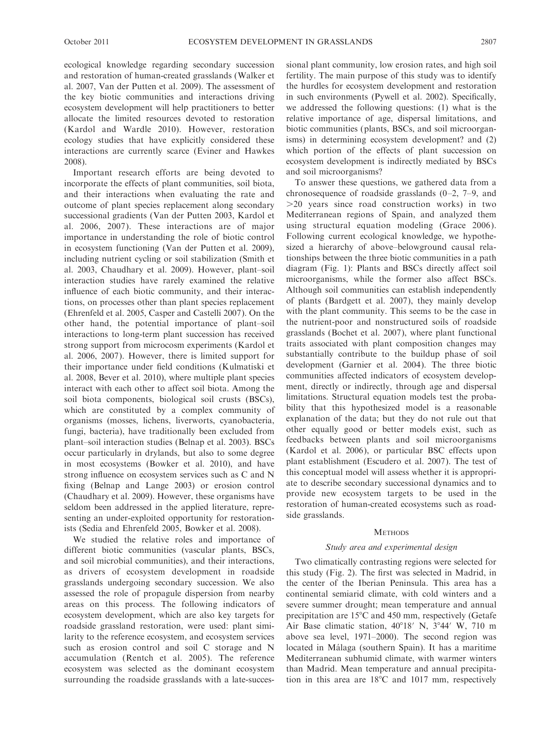ecological knowledge regarding secondary succession and restoration of human-created grasslands (Walker et al. 2007, Van der Putten et al. 2009). The assessment of the key biotic communities and interactions driving ecosystem development will help practitioners to better allocate the limited resources devoted to restoration (Kardol and Wardle 2010). However, restoration ecology studies that have explicitly considered these interactions are currently scarce (Eviner and Hawkes 2008).

Important research efforts are being devoted to incorporate the effects of plant communities, soil biota, and their interactions when evaluating the rate and outcome of plant species replacement along secondary successional gradients (Van der Putten 2003, Kardol et al. 2006, 2007). These interactions are of major importance in understanding the role of biotic control in ecosystem functioning (Van der Putten et al. 2009), including nutrient cycling or soil stabilization (Smith et al. 2003, Chaudhary et al. 2009). However, plant–soil interaction studies have rarely examined the relative influence of each biotic community, and their interactions, on processes other than plant species replacement (Ehrenfeld et al. 2005, Casper and Castelli 2007). On the other hand, the potential importance of plant–soil interactions to long-term plant succession has received strong support from microcosm experiments (Kardol et al. 2006, 2007). However, there is limited support for their importance under field conditions (Kulmatiski et al. 2008, Bever et al. 2010), where multiple plant species interact with each other to affect soil biota. Among the soil biota components, biological soil crusts (BSCs), which are constituted by a complex community of organisms (mosses, lichens, liverworts, cyanobacteria, fungi, bacteria), have traditionally been excluded from plant–soil interaction studies (Belnap et al. 2003). BSCs occur particularly in drylands, but also to some degree in most ecosystems (Bowker et al. 2010), and have strong influence on ecosystem services such as C and N fixing (Belnap and Lange 2003) or erosion control (Chaudhary et al. 2009). However, these organisms have seldom been addressed in the applied literature, representing an under-exploited opportunity for restorationists (Sedia and Ehrenfeld 2005, Bowker et al. 2008).

We studied the relative roles and importance of different biotic communities (vascular plants, BSCs, and soil microbial communities), and their interactions, as drivers of ecosystem development in roadside grasslands undergoing secondary succession. We also assessed the role of propagule dispersion from nearby areas on this process. The following indicators of ecosystem development, which are also key targets for roadside grassland restoration, were used: plant similarity to the reference ecosystem, and ecosystem services such as erosion control and soil C storage and N accumulation (Rentch et al. 2005). The reference ecosystem was selected as the dominant ecosystem surrounding the roadside grasslands with a late-successional plant community, low erosion rates, and high soil fertility. The main purpose of this study was to identify the hurdles for ecosystem development and restoration in such environments (Pywell et al. 2002). Specifically, we addressed the following questions: (1) what is the relative importance of age, dispersal limitations, and biotic communities (plants, BSCs, and soil microorganisms) in determining ecosystem development? and (2) which portion of the effects of plant succession on ecosystem development is indirectly mediated by BSCs and soil microorganisms?

To answer these questions, we gathered data from a chronosequence of roadside grasslands (0–2, 7–9, and >20 years since road construction works) in two Mediterranean regions of Spain, and analyzed them using structural equation modeling (Grace 2006). Following current ecological knowledge, we hypothesized a hierarchy of above–belowground causal relationships between the three biotic communities in a path diagram (Fig. 1): Plants and BSCs directly affect soil microorganisms, while the former also affect BSCs. Although soil communities can establish independently of plants (Bardgett et al. 2007), they mainly develop with the plant community. This seems to be the case in the nutrient-poor and nonstructured soils of roadside grasslands (Bochet et al. 2007), where plant functional traits associated with plant composition changes may substantially contribute to the buildup phase of soil development (Garnier et al. 2004). The three biotic communities affected indicators of ecosystem development, directly or indirectly, through age and dispersal limitations. Structural equation models test the probability that this hypothesized model is a reasonable explanation of the data; but they do not rule out that other equally good or better models exist, such as feedbacks between plants and soil microorganisms (Kardol et al. 2006), or particular BSC effects upon plant establishment (Escudero et al. 2007). The test of this conceptual model will assess whether it is appropriate to describe secondary successional dynamics and to provide new ecosystem targets to be used in the restoration of human-created ecosystems such as roadside grasslands.

## Methods

### *Study area and experimental design*

Two climatically contrasting regions were selected for this study (Fig. 2). The first was selected in Madrid, in the center of the Iberian Peninsula. This area has a continental semiarid climate, with cold winters and a severe summer drought; mean temperature and annual precipitation are 15°C and 450 mm, respectively (Getafe Air Base climatic station, 40°18′ N, 3°44′ W, 710 m above sea level, 1971–2000). The second region was located in Málaga (southern Spain). It has a maritime Mediterranean subhumid climate, with warmer winters than Madrid. Mean temperature and annual precipitation in this area are 18°C and 1017 mm, respectively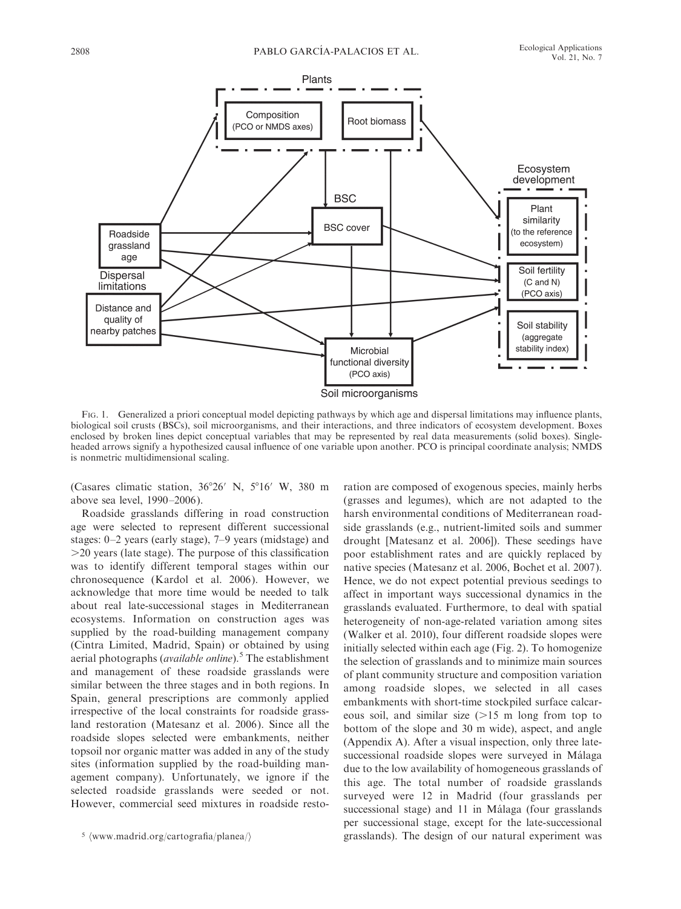FIG. 1. Generalized a priori conceptual model depicting pathways by which age and dispersal limitations may influence plants, biological soil crusts (BSCs), soil microorganisms, and their interactions, and three indicators of ecosystem development. Boxes enclosed by broken lines depict conceptual variables that may be represented by real data measurements (solid boxes). Single-headed arrows signify a hypothesized causal influence of one variable upon another. PCO is principal coordinate analysis; NMDS is nonmetric multidimensional scaling.

(Casares climatic station, 36°26′ N, 5°16′ W, 380 m above sea level, 1990–2006).

Roadside grasslands differing in road construction age were selected to represent different successional stages: 0–2 years (early stage), 7–9 years (midstage) and >20 years (late stage). The purpose of this classification was to identify different temporal stages within our chronosequence (Kardol et al. 2006). However, we acknowledge that more time would be needed to talk about real late-successional stages in Mediterranean ecosystems. Information on construction ages was supplied by the road-building management company (Cintra Limited, Madrid, Spain) or obtained by using aerial photographs (*available online*).[5] The establishment and management of these roadside grasslands were similar between the three stages and in both regions. In Spain, general prescriptions are commonly applied irrespective of the local constraints for roadside grassland restoration (Matesanz et al. 2006). Since all the roadside slopes selected were embankments, neither topsoil nor organic matter was added in any of the study sites (information supplied by the road-building management company). Unfortunately, we ignore if the selected roadside grasslands were seeded or not. However, commercial seed mixtures in roadside restoration are composed of exogenous species, mainly herbs (grasses and legumes), which are not adapted to the harsh environmental conditions of Mediterranean roadside grasslands (e.g., nutrient-limited soils and summer drought [Matesanz et al. 2006]). These seedings have poor establishment rates and are quickly replaced by native species (Matesanz et al. 2006, Bochet et al. 2007). Hence, we do not expect potential previous seedings to affect in important ways successional dynamics in the grasslands evaluated. Furthermore, to deal with spatial heterogeneity of non-age-related variation among sites (Walker et al. 2010), four different roadside slopes were initially selected within each age (Fig. 2). To homogenize the selection of grasslands and to minimize main sources of plant community structure and composition variation among roadside slopes, we selected in all cases embankments with short-time stockpiled surface calcareous soil, and similar size (>15 m long from top to bottom of the slope and 30 m wide), aspect, and angle (Appendix A). After a visual inspection, only three late-successional roadside slopes were surveyed in Málaga due to the low availability of homogeneous grasslands of this age. The total number of roadside grasslands surveyed were 12 in Madrid (four grasslands per successional stage) and 11 in Málaga (four grasslands per successional stage, except for the late-successional grasslands). The design of our natural experiment was

[5] ⟨www.madrid.org/cartografia/planea/⟩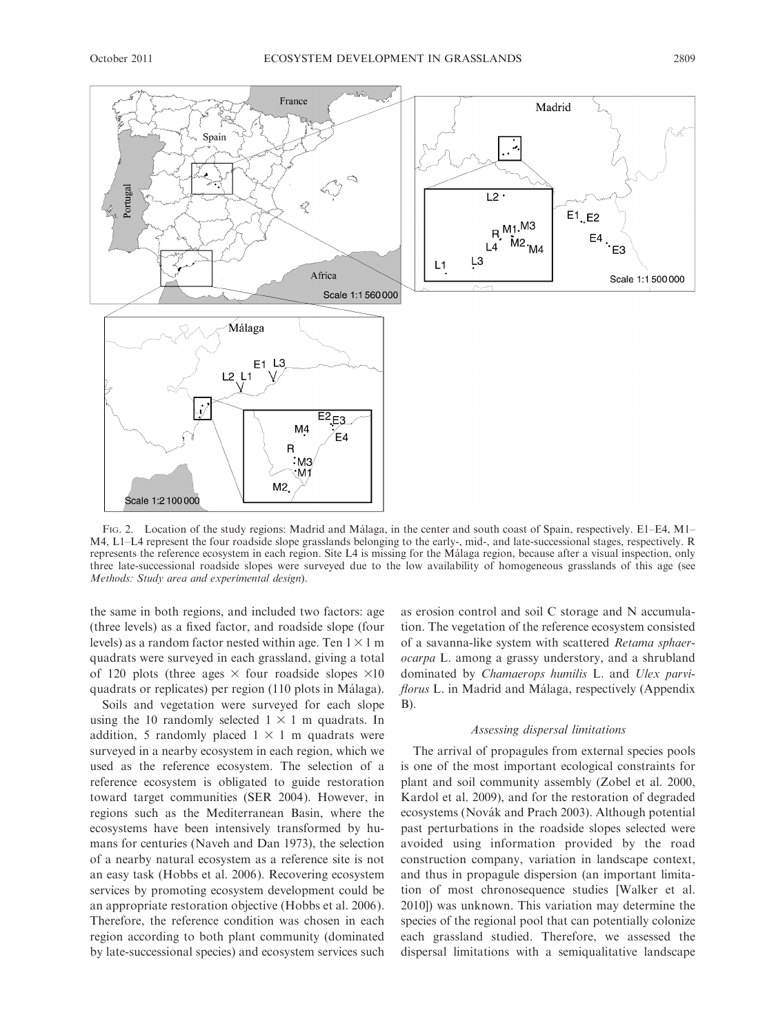FIG. 2. Location of the study regions: Madrid and Málaga, in the center and south coast of Spain, respectively. E1–E4, M1–M4, L1–L4 represent the four roadside slope grasslands belonging to the early-, mid-, and late-successional stages, respectively. R represents the reference ecosystem in each region. Site L4 is missing for the Málaga region, because after a visual inspection, only three late-successional roadside slopes were surveyed due to the low availability of homogeneous grasslands of this age (see *Methods: Study area and experimental design*).

the same in both regions, and included two factors: age (three levels) as a fixed factor, and roadside slope (four levels) as a random factor nested within age. Ten $1 \times 1$ m quadrats were surveyed in each grassland, giving a total of 120 plots (three ages $\times$ four roadside slopes $\times 10$ quadrats or replicates) per region (110 plots in Málaga).

Soils and vegetation were surveyed for each slope using the 10 randomly selected $1 \times 1$ m quadrats. In addition, 5 randomly placed $1 \times 1$ m quadrats were surveyed in a nearby ecosystem in each region, which we used as the reference ecosystem. The selection of a reference ecosystem is obligated to guide restoration toward target communities (SER 2004). However, in regions such as the Mediterranean Basin, where the ecosystems have been intensively transformed by humans for centuries (Naveh and Dan 1973), the selection of a nearby natural ecosystem as a reference site is not an easy task (Hobbs et al. 2006). Recovering ecosystem services by promoting ecosystem development could be an appropriate restoration objective (Hobbs et al. 2006). Therefore, the reference condition was chosen in each region according to both plant community (dominated by late-successional species) and ecosystem services such as erosion control and soil C storage and N accumulation. The vegetation of the reference ecosystem consisted of a savanna-like system with scattered *Retama sphaerocarpa* L. among a grassy understory, and a shrubland dominated by *Chamaerops humilis* L. and *Ulex parviflorus* L. in Madrid and Málaga, respectively (Appendix B).

### *Assessing dispersal limitations*

The arrival of propagules from external species pools is one of the most important ecological constraints for plant and soil community assembly (Zobel et al. 2000, Kardol et al. 2009), and for the restoration of degraded ecosystems (Novák and Prach 2003). Although potential past perturbations in the roadside slopes selected were avoided using information provided by the road construction company, variation in landscape context, and thus in propagule dispersion (an important limitation of most chronosequence studies [Walker et al. 2010]) was unknown. This variation may determine the species of the regional pool that can potentially colonize each grassland studied. Therefore, we assessed the dispersal limitations with a semiqualitative landscape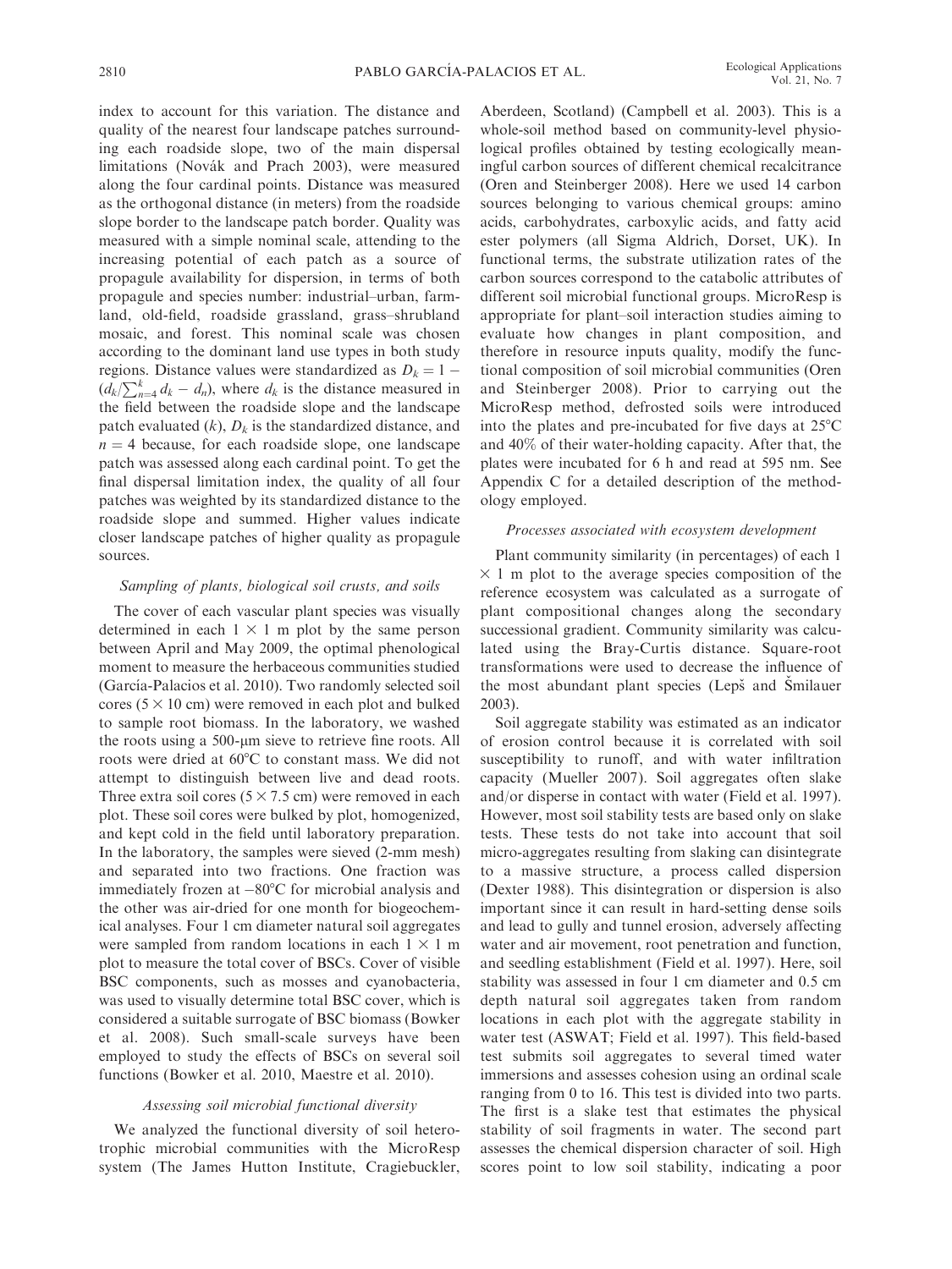index to account for this variation. The distance and quality of the nearest four landscape patches surrounding each roadside slope, two of the main dispersal limitations (Novák and Prach 2003), were measured along the four cardinal points. Distance was measured as the orthogonal distance (in meters) from the roadside slope border to the landscape patch border. Quality was measured with a simple nominal scale, attending to the increasing potential of each patch as a source of propagule availability for dispersion, in terms of both propagule and species number: industrial–urban, farmland, old-field, roadside grassland, grass–shrubland mosaic, and forest. This nominal scale was chosen according to the dominant land use types in both study regions. Distance values were standardized as $D_k = 1 - (d_k / \sum_{n=4}^{k} d_k - d_n)$, where $d_k$ is the distance measured in the field between the roadside slope and the landscape patch evaluated ($k$), $D_k$ is the standardized distance, and $n = 4$ because, for each roadside slope, one landscape patch was assessed along each cardinal point. To get the final dispersal limitation index, the quality of all four patches was weighted by its standardized distance to the roadside slope and summed. Higher values indicate closer landscape patches of higher quality as propagule sources.

### *Sampling of plants, biological soil crusts, and soils*

The cover of each vascular plant species was visually determined in each $1 \times 1$ m plot by the same person between April and May 2009, the optimal phenological moment to measure the herbaceous communities studied (García-Palacios et al. 2010). Two randomly selected soil cores ($5 \times 10$ cm) were removed in each plot and bulked to sample root biomass. In the laboratory, we washed the roots using a 500-μm sieve to retrieve fine roots. All roots were dried at 60°C to constant mass. We did not attempt to distinguish between live and dead roots. Three extra soil cores ($5 \times 7.5$ cm) were removed in each plot. These soil cores were bulked by plot, homogenized, and kept cold in the field until laboratory preparation. In the laboratory, the samples were sieved (2-mm mesh) and separated into two fractions. One fraction was immediately frozen at −80°C for microbial analysis and the other was air-dried for one month for biogeochemical analyses. Four 1 cm diameter natural soil aggregates were sampled from random locations in each $1 \times 1$ m plot to measure the total cover of BSCs. Cover of visible BSC components, such as mosses and cyanobacteria, was used to visually determine total BSC cover, which is considered a suitable surrogate of BSC biomass (Bowker et al. 2008). Such small-scale surveys have been employed to study the effects of BSCs on several soil functions (Bowker et al. 2010, Maestre et al. 2010).

### *Assessing soil microbial functional diversity*

We analyzed the functional diversity of soil heterotrophic microbial communities with the MicroResp system (The James Hutton Institute, Cragiebuckler, Aberdeen, Scotland) (Campbell et al. 2003). This is a whole-soil method based on community-level physiological profiles obtained by testing ecologically meaningful carbon sources of different chemical recalcitrance (Oren and Steinberger 2008). Here we used 14 carbon sources belonging to various chemical groups: amino acids, carbohydrates, carboxylic acids, and fatty acid ester polymers (all Sigma Aldrich, Dorset, UK). In functional terms, the substrate utilization rates of the carbon sources correspond to the catabolic attributes of different soil microbial functional groups. MicroResp is appropriate for plant–soil interaction studies aiming to evaluate how changes in plant composition, and therefore in resource inputs quality, modify the functional composition of soil microbial communities (Oren and Steinberger 2008). Prior to carrying out the MicroResp method, defrosted soils were introduced into the plates and pre-incubated for five days at 25°C and 40% of their water-holding capacity. After that, the plates were incubated for 6 h and read at 595 nm. See Appendix C for a detailed description of the methodology employed.

### *Processes associated with ecosystem development*

Plant community similarity (in percentages) of each $1 \times 1$ m plot to the average species composition of the reference ecosystem was calculated as a surrogate of plant compositional changes along the secondary successional gradient. Community similarity was calculated using the Bray-Curtis distance. Square-root transformations were used to decrease the influence of the most abundant plant species (Lepš and Šmilauer 2003).

Soil aggregate stability was estimated as an indicator of erosion control because it is correlated with soil susceptibility to runoff, and with water infiltration capacity (Mueller 2007). Soil aggregates often slake and/or disperse in contact with water (Field et al. 1997). However, most soil stability tests are based only on slake tests. These tests do not take into account that soil micro-aggregates resulting from slaking can disintegrate to a massive structure, a process called dispersion (Dexter 1988). This disintegration or dispersion is also important since it can result in hard-setting dense soils and lead to gully and tunnel erosion, adversely affecting water and air movement, root penetration and function, and seedling establishment (Field et al. 1997). Here, soil stability was assessed in four 1 cm diameter and 0.5 cm depth natural soil aggregates taken from random locations in each plot with the aggregate stability in water test (ASWAT; Field et al. 1997). This field-based test submits soil aggregates to several timed water immersions and assesses cohesion using an ordinal scale ranging from 0 to 16. This test is divided into two parts. The first is a slake test that estimates the physical stability of soil fragments in water. The second part assesses the chemical dispersion character of soil. High scores point to low soil stability, indicating a poor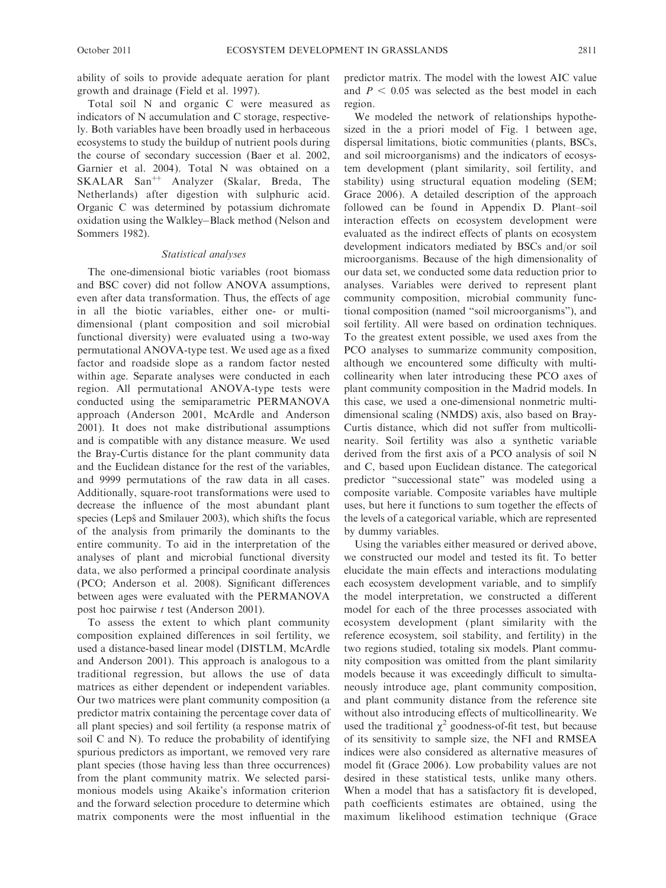ability of soils to provide adequate aeration for plant growth and drainage (Field et al. 1997).

Total soil N and organic C were measured as indicators of N accumulation and C storage, respectively. Both variables have been broadly used in herbaceous ecosystems to study the buildup of nutrient pools during the course of secondary succession (Baer et al. 2002, Garnier et al. 2004). Total N was obtained on a SKALAR San$^{++}$ Analyzer (Skalar, Breda, The Netherlands) after digestion with sulphuric acid. Organic C was determined by potassium dichromate oxidation using the Walkley–Black method (Nelson and Sommers 1982).

### Statistical analyses

The one-dimensional biotic variables (root biomass and BSC cover) did not follow ANOVA assumptions, even after data transformation. Thus, the effects of age in all the biotic variables, either one- or multi-dimensional (plant composition and soil microbial functional diversity) were evaluated using a two-way permutational ANOVA-type test. We used age as a fixed factor and roadside slope as a random factor nested within age. Separate analyses were conducted in each region. All permutational ANOVA-type tests were conducted using the semiparametric PERMANOVA approach (Anderson 2001, McArdle and Anderson 2001). It does not make distributional assumptions and is compatible with any distance measure. We used the Bray-Curtis distance for the plant community data and the Euclidean distance for the rest of the variables, and 9999 permutations of the raw data in all cases. Additionally, square-root transformations were used to decrease the influence of the most abundant plant species (Lepš and Smilauer 2003), which shifts the focus of the analysis from primarily the dominants to the entire community. To aid in the interpretation of the analyses of plant and microbial functional diversity data, we also performed a principal coordinate analysis (PCO; Anderson et al. 2008). Significant differences between ages were evaluated with the PERMANOVA post hoc pairwise $t$ test (Anderson 2001).

To assess the extent to which plant community composition explained differences in soil fertility, we used a distance-based linear model (DISTLM, McArdle and Anderson 2001). This approach is analogous to a traditional regression, but allows the use of data matrices as either dependent or independent variables. Our two matrices were plant community composition (a predictor matrix containing the percentage cover data of all plant species) and soil fertility (a response matrix of soil C and N). To reduce the probability of identifying spurious predictors as important, we removed very rare plant species (those having less than three occurrences) from the plant community matrix. We selected parsimonious models using Akaike's information criterion and the forward selection procedure to determine which matrix components were the most influential in the predictor matrix. The model with the lowest AIC value and $P < 0.05$ was selected as the best model in each region.

We modeled the network of relationships hypothesized in the a priori model of Fig. 1 between age, dispersal limitations, biotic communities (plants, BSCs, and soil microorganisms) and the indicators of ecosystem development (plant similarity, soil fertility, and stability) using structural equation modeling (SEM; Grace 2006). A detailed description of the approach followed can be found in Appendix D. Plant–soil interaction effects on ecosystem development were evaluated as the indirect effects of plants on ecosystem development indicators mediated by BSCs and/or soil microorganisms. Because of the high dimensionality of our data set, we conducted some data reduction prior to analyses. Variables were derived to represent plant community composition, microbial community functional composition (named "soil microorganisms"), and soil fertility. All were based on ordination techniques. To the greatest extent possible, we used axes from the PCO analyses to summarize community composition, although we encountered some difficulty with multicollinearity when later introducing these PCO axes of plant community composition in the Madrid models. In this case, we used a one-dimensional nonmetric multidimensional scaling (NMDS) axis, also based on Bray-Curtis distance, which did not suffer from multicollinearity. Soil fertility was also a synthetic variable derived from the first axis of a PCO analysis of soil N and C, based upon Euclidean distance. The categorical predictor "successional state" was modeled using a composite variable. Composite variables have multiple uses, but here it functions to sum together the effects of the levels of a categorical variable, which are represented by dummy variables.

Using the variables either measured or derived above, we constructed our model and tested its fit. To better elucidate the main effects and interactions modulating each ecosystem development variable, and to simplify the model interpretation, we constructed a different model for each of the three processes associated with ecosystem development (plant similarity with the reference ecosystem, soil stability, and fertility) in the two regions studied, totaling six models. Plant community composition was omitted from the plant similarity models because it was exceedingly difficult to simultaneously introduce age, plant community composition, and plant community distance from the reference site without also introducing effects of multicollinearity. We used the traditional $\chi^2$ goodness-of-fit test, but because of its sensitivity to sample size, the NFI and RMSEA indices were also considered as alternative measures of model fit (Grace 2006). Low probability values are not desired in these statistical tests, unlike many others. When a model that has a satisfactory fit is developed, path coefficients estimates are obtained, using the maximum likelihood estimation technique (Grace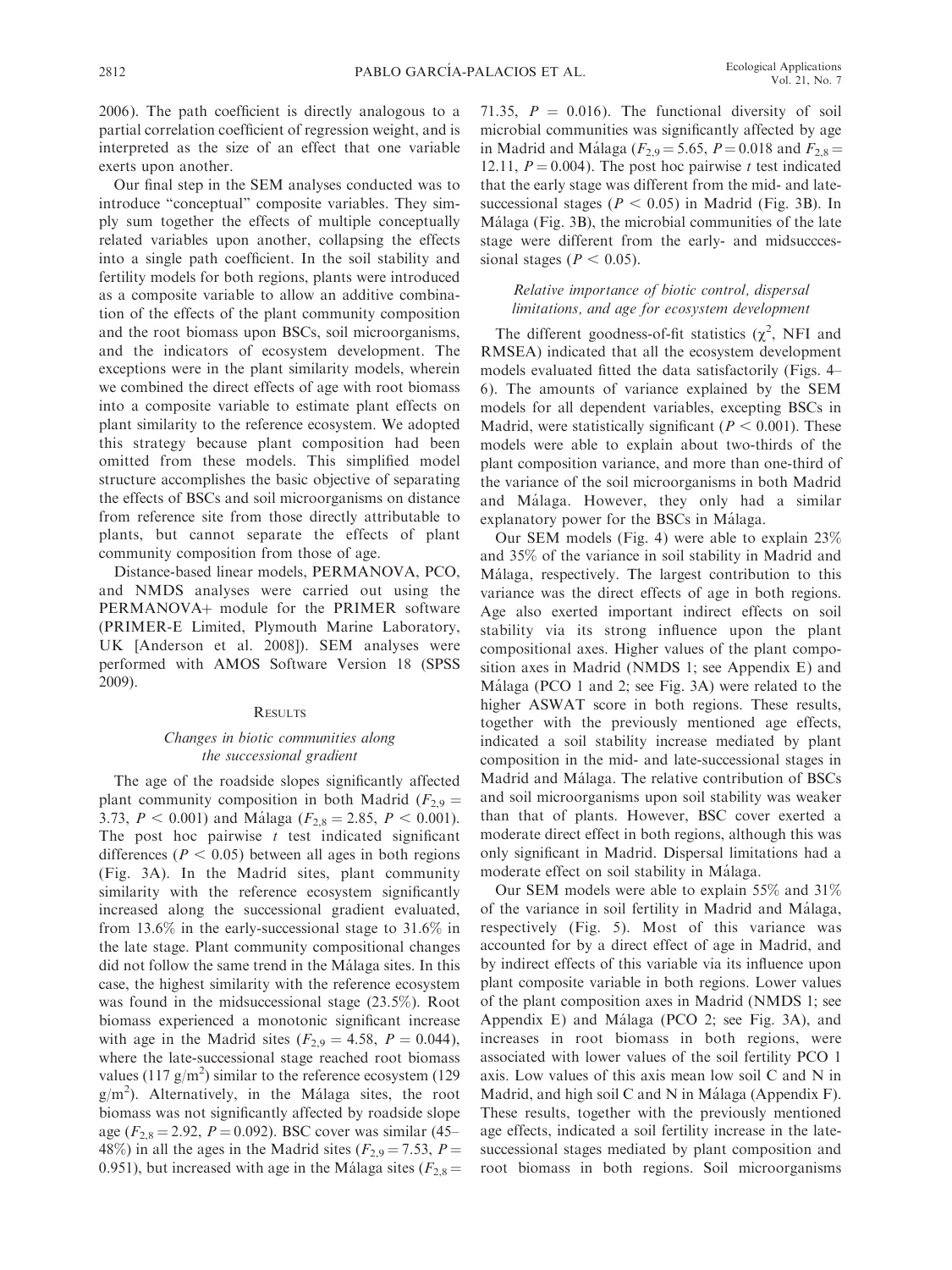2006). The path coefficient is directly analogous to a partial correlation coefficient of regression weight, and is interpreted as the size of an effect that one variable exerts upon another.

Our final step in the SEM analyses conducted was to introduce "conceptual" composite variables. They simply sum together the effects of multiple conceptually related variables upon another, collapsing the effects into a single path coefficient. In the soil stability and fertility models for both regions, plants were introduced as a composite variable to allow an additive combination of the effects of the plant community composition and the root biomass upon BSCs, soil microorganisms, and the indicators of ecosystem development. The exceptions were in the plant similarity models, wherein we combined the direct effects of age with root biomass into a composite variable to estimate plant effects on plant similarity to the reference ecosystem. We adopted this strategy because plant composition had been omitted from these models. This simplified model structure accomplishes the basic objective of separating the effects of BSCs and soil microorganisms on distance from reference site from those directly attributable to plants, but cannot separate the effects of plant community composition from those of age.

Distance-based linear models, PERMANOVA, PCO, and NMDS analyses were carried out using the PERMANOVA+ module for the PRIMER software (PRIMER-E Limited, Plymouth Marine Laboratory, UK [Anderson et al. 2008]). SEM analyses were performed with AMOS Software Version 18 (SPSS 2009).

## Results

### Changes in biotic communities along the successional gradient

The age of the roadside slopes significantly affected plant community composition in both Madrid ($F_{2,9} = 3.73$, $P < 0.001$) and Málaga ($F_{2,8} = 2.85$, $P < 0.001$). The post hoc pairwise $t$ test indicated significant differences ($P < 0.05$) between all ages in both regions (Fig. 3A). In the Madrid sites, plant community similarity with the reference ecosystem significantly increased along the successional gradient evaluated, from 13.6% in the early-successional stage to 31.6% in the late stage. Plant community compositional changes did not follow the same trend in the Málaga sites. In this case, the highest similarity with the reference ecosystem was found in the midsuccessional stage (23.5%). Root biomass experienced a monotonic significant increase with age in the Madrid sites ($F_{2,9} = 4.58$, $P = 0.044$), where the late-successional stage reached root biomass values (117 $g/m^2$) similar to the reference ecosystem (129 $g/m^2$). Alternatively, in the Málaga sites, the root biomass was not significantly affected by roadside slope age ($F_{2,8} = 2.92$, $P = 0.092$). BSC cover was similar (45–48%) in all the ages in the Madrid sites ($F_{2,9} = 7.53$, $P = 0.951$), but increased with age in the Málaga sites ($F_{2,8} = 71.35$, $P = 0.016$). The functional diversity of soil microbial communities was significantly affected by age in Madrid and Málaga ($F_{2,9} = 5.65$, $P = 0.018$ and $F_{2,8} = 12.11$, $P = 0.004$). The post hoc pairwise $t$ test indicated that the early stage was different from the mid- and late-successional stages ($P < 0.05$) in Madrid (Fig. 3B). In Málaga (Fig. 3B), the microbial communities of the late stage were different from the early- and midsucccessional stages ($P < 0.05$).

### Relative importance of biotic control, dispersal limitations, and age for ecosystem development

The different goodness-of-fit statistics ($\chi^2$, NFI and RMSEA) indicated that all the ecosystem development models evaluated fitted the data satisfactorily (Figs. 4–6). The amounts of variance explained by the SEM models for all dependent variables, excepting BSCs in Madrid, were statistically significant ($P < 0.001$). These models were able to explain about two-thirds of the plant composition variance, and more than one-third of the variance of the soil microorganisms in both Madrid and Málaga. However, they only had a similar explanatory power for the BSCs in Málaga.

Our SEM models (Fig. 4) were able to explain 23% and 35% of the variance in soil stability in Madrid and Málaga, respectively. The largest contribution to this variance was the direct effects of age in both regions. Age also exerted important indirect effects on soil stability via its strong influence upon the plant compositional axes. Higher values of the plant composition axes in Madrid (NMDS 1; see Appendix E) and Málaga (PCO 1 and 2; see Fig. 3A) were related to the higher ASWAT score in both regions. These results, together with the previously mentioned age effects, indicated a soil stability increase mediated by plant composition in the mid- and late-successional stages in Madrid and Málaga. The relative contribution of BSCs and soil microorganisms upon soil stability was weaker than that of plants. However, BSC cover exerted a moderate direct effect in both regions, although this was only significant in Madrid. Dispersal limitations had a moderate effect on soil stability in Málaga.

Our SEM models were able to explain 55% and 31% of the variance in soil fertility in Madrid and Málaga, respectively (Fig. 5). Most of this variance was accounted for by a direct effect of age in Madrid, and by indirect effects of this variable via its influence upon plant composite variable in both regions. Lower values of the plant composition axes in Madrid (NMDS 1; see Appendix E) and Málaga (PCO 2; see Fig. 3A), and increases in root biomass in both regions, were associated with lower values of the soil fertility PCO 1 axis. Low values of this axis mean low soil C and N in Madrid, and high soil C and N in Málaga (Appendix F). These results, together with the previously mentioned age effects, indicated a soil fertility increase in the late-successional stages mediated by plant composition and root biomass in both regions. Soil microorganisms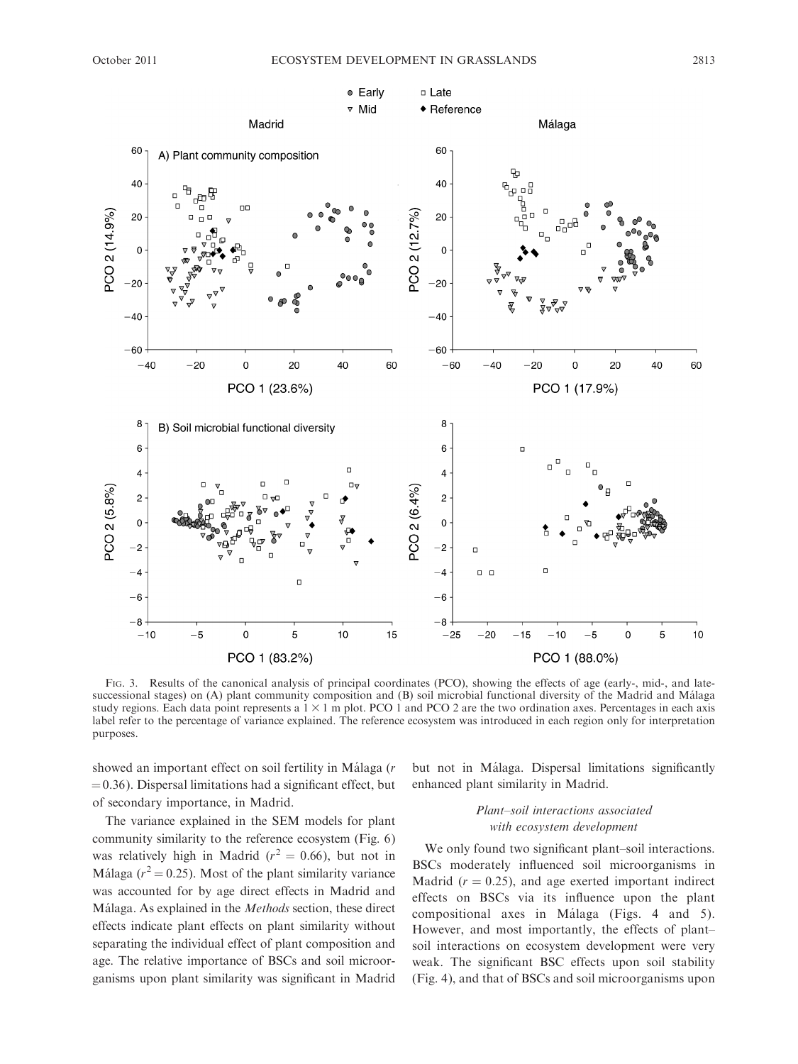FIG. 3. Results of the canonical analysis of principal coordinates (PCO), showing the effects of age (early-, mid-, and late-successional stages) on (A) plant community composition and (B) soil microbial functional diversity of the Madrid and Málaga study regions. Each data point represents a 1 × 1 m plot. PCO 1 and PCO 2 are the two ordination axes. Percentages in each axis label refer to the percentage of variance explained. The reference ecosystem was introduced in each region only for interpretation purposes.

showed an important effect on soil fertility in Málaga ($r = 0.36$). Dispersal limitations had a significant effect, but of secondary importance, in Madrid.

The variance explained in the SEM models for plant community similarity to the reference ecosystem (Fig. 6) was relatively high in Madrid ($r^2 = 0.66$), but not in Málaga ($r^2 = 0.25$). Most of the plant similarity variance was accounted for by age direct effects in Madrid and Málaga. As explained in the *Methods* section, these direct effects indicate plant effects on plant similarity without separating the individual effect of plant composition and age. The relative importance of BSCs and soil microorganisms upon plant similarity was significant in Madrid but not in Málaga. Dispersal limitations significantly enhanced plant similarity in Madrid.

### *Plant–soil interactions associated with ecosystem development*

We only found two significant plant–soil interactions. BSCs moderately influenced soil microorganisms in Madrid ($r = 0.25$), and age exerted important indirect effects on BSCs via its influence upon the plant compositional axes in Málaga (Figs. 4 and 5). However, and most importantly, the effects of plant–soil interactions on ecosystem development were very weak. The significant BSC effects upon soil stability (Fig. 4), and that of BSCs and soil microorganisms upon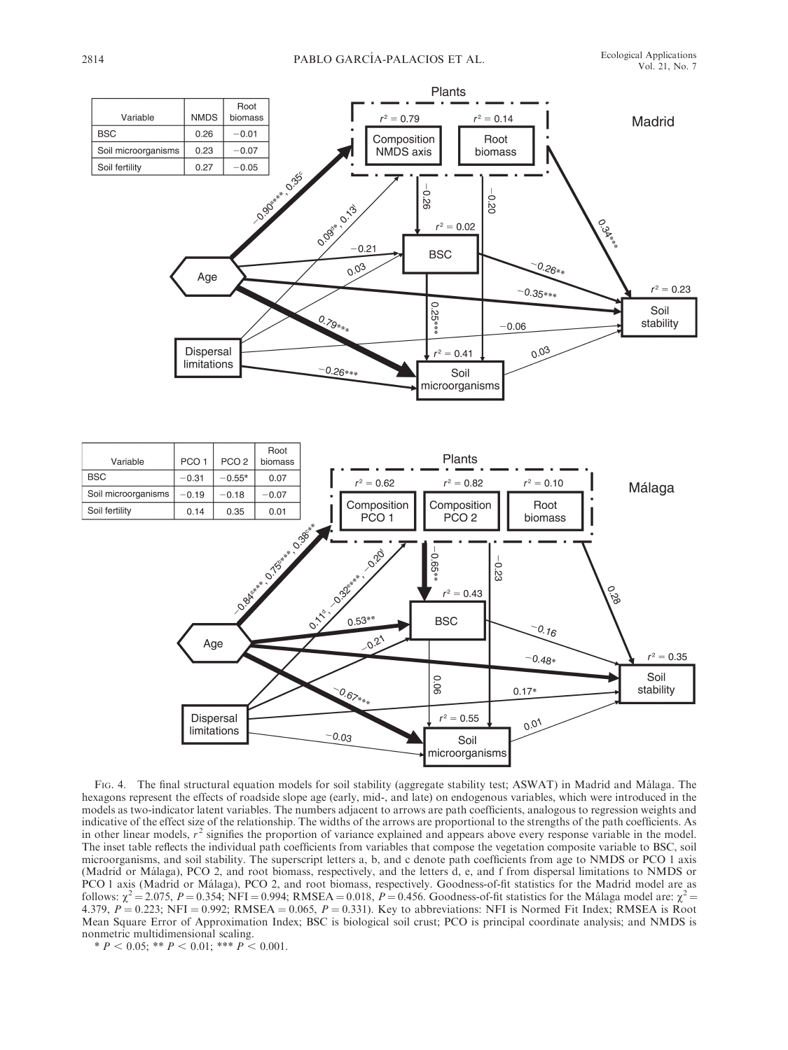| Variable | NMDS | Root biomass |
| --- | --- | --- |
| BSC | 0.26 | −0.01 |
| Soil microorganisms | 0.23 | −0.07 |
| Soil fertility | 0.27 | −0.05 |

| Variable | PCO 1 | PCO 2 | Root biomass |
| --- | --- | --- | --- |
| BSC | −0.31 | −0.55* | 0.07 |
| Soil microorganisms | −0.19 | −0.18 | −0.07 |
| Soil fertility | 0.14 | 0.35 | 0.01 |

FIG. 4. The final structural equation models for soil stability (aggregate stability test; ASWAT) in Madrid and Málaga. The hexagons represent the effects of roadside slope age (early, mid-, and late) on endogenous variables, which were introduced in the models as two-indicator latent variables. The numbers adjacent to arrows are path coefficients, analogous to regression weights and indicative of the effect size of the relationship. The widths of the arrows are proportional to the strengths of the path coefficients. As in other linear models, $r^2$ signifies the proportion of variance explained and appears above every response variable in the model. The inset table reflects the individual path coefficients from variables that compose the vegetation composite variable to BSC, soil microorganisms, and soil stability. The superscript letters a, b, and c denote path coefficients from age to NMDS or PCO 1 axis (Madrid or Málaga), PCO 2, and root biomass, respectively, and the letters d, e, and f from dispersal limitations to NMDS or PCO 1 axis (Madrid or Málaga), PCO 2, and root biomass, respectively. Goodness-of-fit statistics for the Madrid model are as follows: $\chi^2 = 2.075$, $P = 0.354$; NFI = 0.994; RMSEA = 0.018, $P = 0.456$. Goodness-of-fit statistics for the Málaga model are: $\chi^2 = 4.379$, $P = 0.223$; NFI = 0.992; RMSEA = 0.065, $P = 0.331$). Key to abbreviations: NFI is Normed Fit Index; RMSEA is Root Mean Square Error of Approximation Index; BSC is biological soil crust; PCO is principal coordinate analysis; and NMDS is nonmetric multidimensional scaling.

* $P < 0.05$; ** $P < 0.01$; *** $P < 0.001$.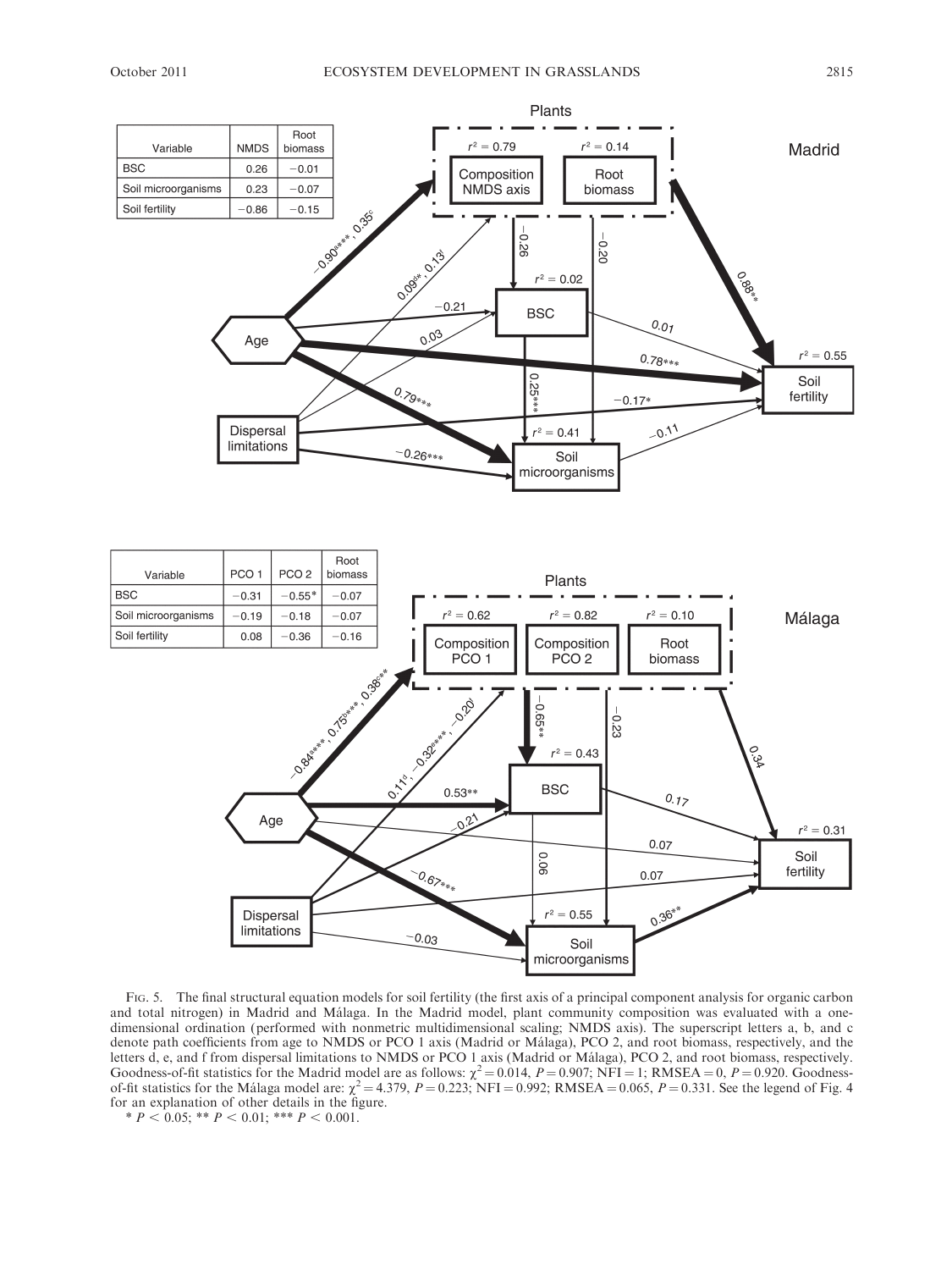| Variable | NMDS | Root biomass |
|---|---|---|
| BSC | 0.26 | −0.01 |
| Soil microorganisms | 0.23 | −0.07 |
| Soil fertility | −0.86 | −0.15 |

| Variable | PCO 1 | PCO 2 | Root biomass |
|---|---|---|---|
| BSC | −0.31 | −0.55* | −0.07 |
| Soil microorganisms | −0.19 | −0.18 | −0.07 |
| Soil fertility | 0.08 | −0.36 | −0.16 |

FIG. 5. The final structural equation models for soil fertility (the first axis of a principal component analysis for organic carbon and total nitrogen) in Madrid and Málaga. In the Madrid model, plant community composition was evaluated with a one-dimensional ordination (performed with nonmetric multidimensional scaling; NMDS axis). The superscript letters a, b, and c denote path coefficients from age to NMDS or PCO 1 axis (Madrid or Málaga), PCO 2, and root biomass, respectively, and the letters d, e, and f from dispersal limitations to NMDS or PCO 1 axis (Madrid or Málaga), PCO 2, and root biomass, respectively. Goodness-of-fit statistics for the Madrid model are as follows: $\chi^2 = 0.014$, $P = 0.907$; NFI = 1; RMSEA = 0, $P = 0.920$. Goodness-of-fit statistics for the Málaga model are: $\chi^2 = 4.379$, $P = 0.223$; NFI = 0.992; RMSEA = 0.065, $P = 0.331$. See the legend of Fig. 4 for an explanation of other details in the figure.

* $P < 0.05$; ** $P < 0.01$; *** $P < 0.001$.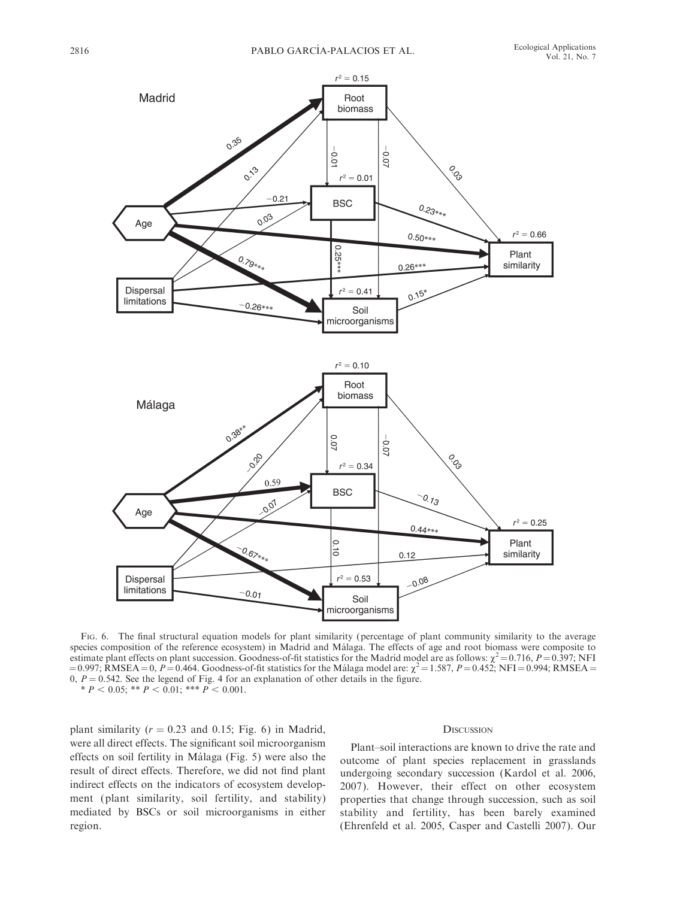FIG. 6. The final structural equation models for plant similarity (percentage of plant community similarity to the average species composition of the reference ecosystem) in Madrid and Málaga. The effects of age and root biomass were composite to estimate plant effects on plant succession. Goodness-of-fit statistics for the Madrid model are as follows: $\chi^2 = 0.716$, $P = 0.397$; NFI $= 0.997$; RMSEA $= 0$, $P = 0.464$. Goodness-of-fit statistics for the Málaga model are: $\chi^2 = 1.587$, $P = 0.452$; NFI $= 0.994$; RMSEA $= 0$, $P = 0.542$. See the legend of Fig. 4 for an explanation of other details in the figure.
\* $P < 0.05$; \*\* $P < 0.01$; \*\*\* $P < 0.001$.

plant similarity ($r = 0.23$ and $0.15$; Fig. 6) in Madrid, were all direct effects. The significant soil microorganism effects on soil fertility in Málaga (Fig. 5) were also the result of direct effects. Therefore, we did not find plant indirect effects on the indicators of ecosystem development (plant similarity, soil fertility, and stability) mediated by BSCs or soil microorganisms in either region.

## DISCUSSION

Plant–soil interactions are known to drive the rate and outcome of plant species replacement in grasslands undergoing secondary succession (Kardol et al. 2006, 2007). However, their effect on other ecosystem properties that change through succession, such as soil stability and fertility, has been barely examined (Ehrenfeld et al. 2005, Casper and Castelli 2007). Our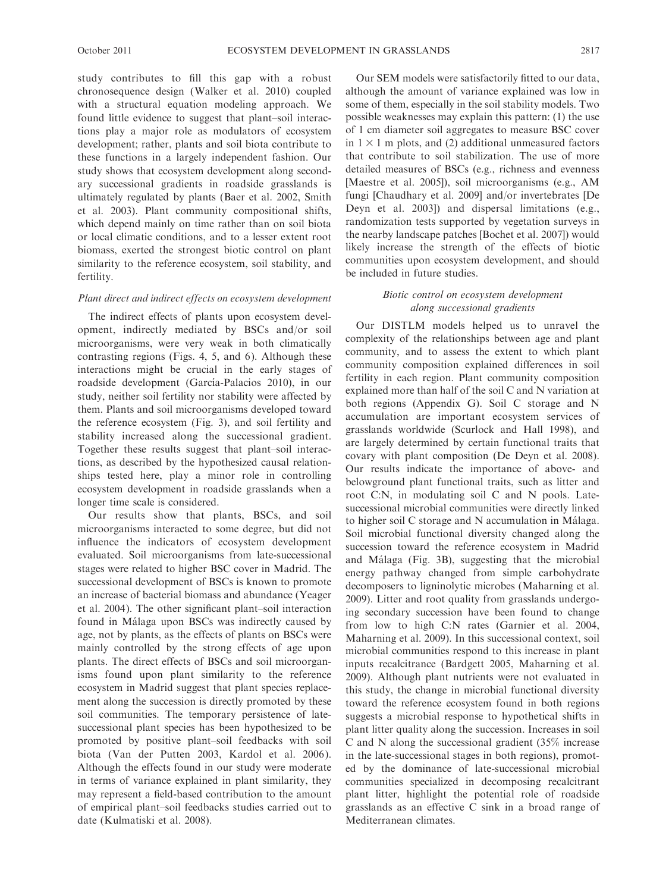study contributes to fill this gap with a robust chronosequence design (Walker et al. 2010) coupled with a structural equation modeling approach. We found little evidence to suggest that plant–soil interactions play a major role as modulators of ecosystem development; rather, plants and soil biota contribute to these functions in a largely independent fashion. Our study shows that ecosystem development along secondary successional gradients in roadside grasslands is ultimately regulated by plants (Baer et al. 2002, Smith et al. 2003). Plant community compositional shifts, which depend mainly on time rather than on soil biota or local climatic conditions, and to a lesser extent root biomass, exerted the strongest biotic control on plant similarity to the reference ecosystem, soil stability, and fertility.

### *Plant direct and indirect effects on ecosystem development*

The indirect effects of plants upon ecosystem development, indirectly mediated by BSCs and/or soil microorganisms, were very weak in both climatically contrasting regions (Figs. 4, 5, and 6). Although these interactions might be crucial in the early stages of roadside development (García-Palacios 2010), in our study, neither soil fertility nor stability were affected by them. Plants and soil microorganisms developed toward the reference ecosystem (Fig. 3), and soil fertility and stability increased along the successional gradient. Together these results suggest that plant–soil interactions, as described by the hypothesized causal relationships tested here, play a minor role in controlling ecosystem development in roadside grasslands when a longer time scale is considered.

Our results show that plants, BSCs, and soil microorganisms interacted to some degree, but did not influence the indicators of ecosystem development evaluated. Soil microorganisms from late-successional stages were related to higher BSC cover in Madrid. The successional development of BSCs is known to promote an increase of bacterial biomass and abundance (Yeager et al. 2004). The other significant plant–soil interaction found in Málaga upon BSCs was indirectly caused by age, not by plants, as the effects of plants on BSCs were mainly controlled by the strong effects of age upon plants. The direct effects of BSCs and soil microorganisms found upon plant similarity to the reference ecosystem in Madrid suggest that plant species replacement along the succession is directly promoted by these soil communities. The temporary persistence of late-successional plant species has been hypothesized to be promoted by positive plant–soil feedbacks with soil biota (Van der Putten 2003, Kardol et al. 2006). Although the effects found in our study were moderate in terms of variance explained in plant similarity, they may represent a field-based contribution to the amount of empirical plant–soil feedbacks studies carried out to date (Kulmatiski et al. 2008).

Our SEM models were satisfactorily fitted to our data, although the amount of variance explained was low in some of them, especially in the soil stability models. Two possible weaknesses may explain this pattern: (1) the use of 1 cm diameter soil aggregates to measure BSC cover in $1 \times 1$ m plots, and (2) additional unmeasured factors that contribute to soil stabilization. The use of more detailed measures of BSCs (e.g., richness and evenness [Maestre et al. 2005]), soil microorganisms (e.g., AM fungi [Chaudhary et al. 2009] and/or invertebrates [De Deyn et al. 2003]) and dispersal limitations (e.g., randomization tests supported by vegetation surveys in the nearby landscape patches [Bochet et al. 2007]) would likely increase the strength of the effects of biotic communities upon ecosystem development, and should be included in future studies.

### *Biotic control on ecosystem development along successional gradients*

Our DISTLM models helped us to unravel the complexity of the relationships between age and plant community, and to assess the extent to which plant community composition explained differences in soil fertility in each region. Plant community composition explained more than half of the soil C and N variation at both regions (Appendix G). Soil C storage and N accumulation are important ecosystem services of grasslands worldwide (Scurlock and Hall 1998), and are largely determined by certain functional traits that covary with plant composition (De Deyn et al. 2008). Our results indicate the importance of above- and belowground plant functional traits, such as litter and root C:N, in modulating soil C and N pools. Late-successional microbial communities were directly linked to higher soil C storage and N accumulation in Málaga. Soil microbial functional diversity changed along the succession toward the reference ecosystem in Madrid and Málaga (Fig. 3B), suggesting that the microbial energy pathway changed from simple carbohydrate decomposers to ligninolytic microbes (Maharning et al. 2009). Litter and root quality from grasslands undergoing secondary succession have been found to change from low to high C:N rates (Garnier et al. 2004, Maharning et al. 2009). In this successional context, soil microbial communities respond to this increase in plant inputs recalcitrance (Bardgett 2005, Maharning et al. 2009). Although plant nutrients were not evaluated in this study, the change in microbial functional diversity toward the reference ecosystem found in both regions suggests a microbial response to hypothetical shifts in plant litter quality along the succession. Increases in soil C and N along the successional gradient (35% increase in the late-successional stages in both regions), promoted by the dominance of late-successional microbial communities specialized in decomposing recalcitrant plant litter, highlight the potential role of roadside grasslands as an effective C sink in a broad range of Mediterranean climates.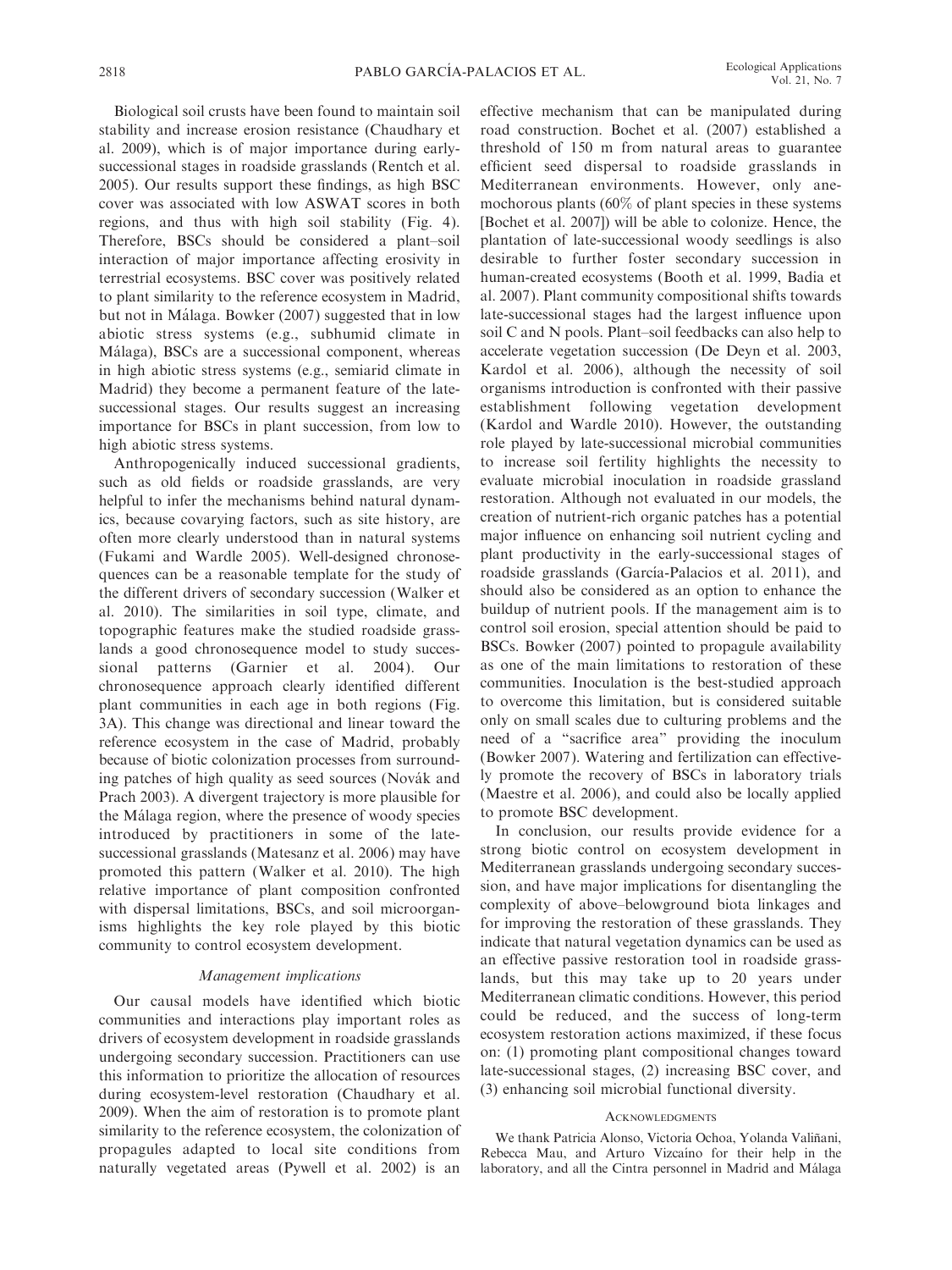Biological soil crusts have been found to maintain soil stability and increase erosion resistance (Chaudhary et al. 2009), which is of major importance during early-successional stages in roadside grasslands (Rentch et al. 2005). Our results support these findings, as high BSC cover was associated with low ASWAT scores in both regions, and thus with high soil stability (Fig. 4). Therefore, BSCs should be considered a plant–soil interaction of major importance affecting erosivity in terrestrial ecosystems. BSC cover was positively related to plant similarity to the reference ecosystem in Madrid, but not in Málaga. Bowker (2007) suggested that in low abiotic stress systems (e.g., subhumid climate in Málaga), BSCs are a successional component, whereas in high abiotic stress systems (e.g., semiarid climate in Madrid) they become a permanent feature of the late-successional stages. Our results suggest an increasing importance for BSCs in plant succession, from low to high abiotic stress systems.

Anthropogenically induced successional gradients, such as old fields or roadside grasslands, are very helpful to infer the mechanisms behind natural dynamics, because covarying factors, such as site history, are often more clearly understood than in natural systems (Fukami and Wardle 2005). Well-designed chronosequences can be a reasonable template for the study of the different drivers of secondary succession (Walker et al. 2010). The similarities in soil type, climate, and topographic features make the studied roadside grasslands a good chronosequence model to study successional patterns (Garnier et al. 2004). Our chronosequence approach clearly identified different plant communities in each age in both regions (Fig. 3A). This change was directional and linear toward the reference ecosystem in the case of Madrid, probably because of biotic colonization processes from surrounding patches of high quality as seed sources (Novák and Prach 2003). A divergent trajectory is more plausible for the Málaga region, where the presence of woody species introduced by practitioners in some of the late-successional grasslands (Matesanz et al. 2006) may have promoted this pattern (Walker et al. 2010). The high relative importance of plant composition confronted with dispersal limitations, BSCs, and soil microorganisms highlights the key role played by this biotic community to control ecosystem development.

### *Management implications*

Our causal models have identified which biotic communities and interactions play important roles as drivers of ecosystem development in roadside grasslands undergoing secondary succession. Practitioners can use this information to prioritize the allocation of resources during ecosystem-level restoration (Chaudhary et al. 2009). When the aim of restoration is to promote plant similarity to the reference ecosystem, the colonization of propagules adapted to local site conditions from naturally vegetated areas (Pywell et al. 2002) is an effective mechanism that can be manipulated during road construction. Bochet et al. (2007) established a threshold of 150 m from natural areas to guarantee efficient seed dispersal to roadside grasslands in Mediterranean environments. However, only anemochorous plants (60% of plant species in these systems [Bochet et al. 2007]) will be able to colonize. Hence, the plantation of late-successional woody seedlings is also desirable to further foster secondary succession in human-created ecosystems (Booth et al. 1999, Badia et al. 2007). Plant community compositional shifts towards late-successional stages had the largest influence upon soil C and N pools. Plant–soil feedbacks can also help to accelerate vegetation succession (De Deyn et al. 2003, Kardol et al. 2006), although the necessity of soil organisms introduction is confronted with their passive establishment following vegetation development (Kardol and Wardle 2010). However, the outstanding role played by late-successional microbial communities to increase soil fertility highlights the necessity to evaluate microbial inoculation in roadside grassland restoration. Although not evaluated in our models, the creation of nutrient-rich organic patches has a potential major influence on enhancing soil nutrient cycling and plant productivity in the early-successional stages of roadside grasslands (García-Palacios et al. 2011), and should also be considered as an option to enhance the buildup of nutrient pools. If the management aim is to control soil erosion, special attention should be paid to BSCs. Bowker (2007) pointed to propagule availability as one of the main limitations to restoration of these communities. Inoculation is the best-studied approach to overcome this limitation, but is considered suitable only on small scales due to culturing problems and the need of a "sacrifice area" providing the inoculum (Bowker 2007). Watering and fertilization can effectively promote the recovery of BSCs in laboratory trials (Maestre et al. 2006), and could also be locally applied to promote BSC development.

In conclusion, our results provide evidence for a strong biotic control on ecosystem development in Mediterranean grasslands undergoing secondary succession, and have major implications for disentangling the complexity of above–belowground biota linkages and for improving the restoration of these grasslands. They indicate that natural vegetation dynamics can be used as an effective passive restoration tool in roadside grasslands, but this may take up to 20 years under Mediterranean climatic conditions. However, this period could be reduced, and the success of long-term ecosystem restoration actions maximized, if these focus on: (1) promoting plant compositional changes toward late-successional stages, (2) increasing BSC cover, and (3) enhancing soil microbial functional diversity.

### Acknowledgments

We thank Patricia Alonso, Victoria Ochoa, Yolanda Valiñani, Rebecca Mau, and Arturo Vizcaíno for their help in the laboratory, and all the Cintra personnel in Madrid and Málaga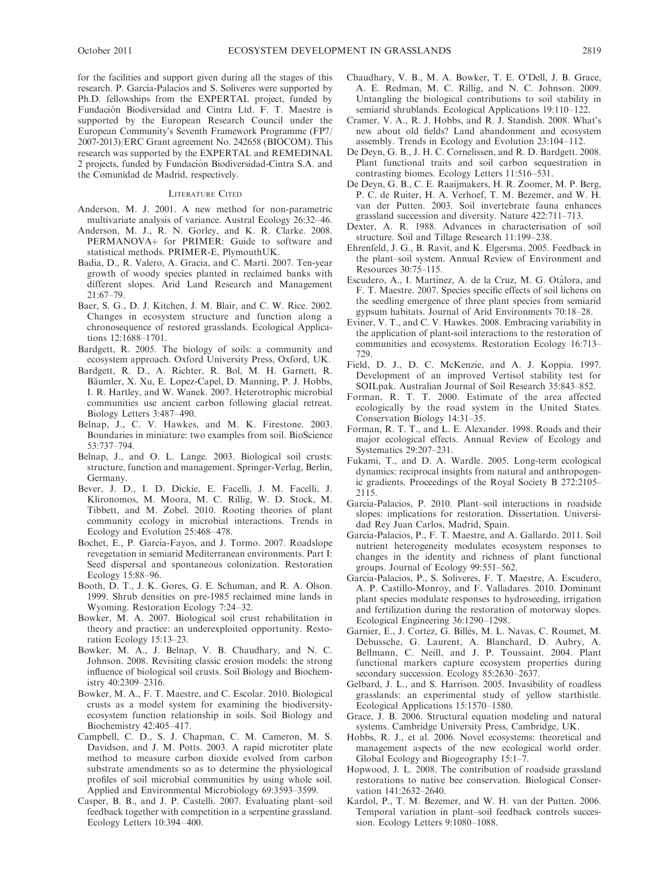for the facilities and support given during all the stages of this research. P. García-Palacios and S. Soliveres were supported by Ph.D. fellowships from the EXPERTAL project, funded by Fundación Biodiversidad and Cintra Ltd. F. T. Maestre is supported by the European Research Council under the European Community's Seventh Framework Programme (FP7/2007-2013)/ERC Grant agreement No. 242658 (BIOCOM). This research was supported by the EXPERTAL and REMEDINAL 2 projects, funded by Fundación Biodiversidad-Cintra S.A. and the Comunidad de Madrid, respectively.

## Literature Cited

Anderson, M. J. 2001. A new method for non-parametric multivariate analysis of variance. Austral Ecology 26:32–46.

Anderson, M. J., R. N. Gorley, and K. R. Clarke. 2008. PERMANOVA+ for PRIMER: Guide to software and statistical methods. PRIMER-E, PlymouthUK.

Badia, D., R. Valero, A. Gracia, and C. Martí. 2007. Ten-year growth of woody species planted in reclaimed banks with different slopes. Arid Land Research and Management 21:67–79.

Baer, S. G., D. J. Kitchen, J. M. Blair, and C. W. Rice. 2002. Changes in ecosystem structure and function along a chronosequence of restored grasslands. Ecological Applications 12:1688–1701.

Bardgett, R. 2005. The biology of soils: a community and ecosystem approach. Oxford University Press, Oxford, UK.

Bardgett, R. D., A. Richter, R. Bol, M. H. Garnett, R. Bäumler, X. Xu, E. Lopez-Capel, D. Manning, P. J. Hobbs, I. R. Hartley, and W. Wanek. 2007. Heterotrophic microbial communities use ancient carbon following glacial retreat. Biology Letters 3:487–490.

Belnap, J., C. V. Hawkes, and M. K. Firestone. 2003. Boundaries in miniature: two examples from soil. BioScience 53:737–794.

Belnap, J., and O. L. Lange. 2003. Biological soil crusts: structure, function and management. Springer-Verlag, Berlin, Germany.

Bever, J. D., I. D. Dickie, E. Facelli, J. M. Facelli, J. Klironomos, M. Moora, M. C. Rillig, W. D. Stock, M. Tibbett, and M. Zobel. 2010. Rooting theories of plant community ecology in microbial interactions. Trends in Ecology and Evolution 25:468–478.

Bochet, E., P. García-Fayos, and J. Tormo. 2007. Roadslope revegetation in semiarid Mediterranean environments. Part I: Seed dispersal and spontaneous colonization. Restoration Ecology 15:88–96.

Booth, D. T., J. K. Gores, G. E. Schuman, and R. A. Olson. 1999. Shrub densities on pre-1985 reclaimed mine lands in Wyoming. Restoration Ecology 7:24–32.

Bowker, M. A. 2007. Biological soil crust rehabilitation in theory and practice: an underexploited opportunity. Restoration Ecology 15:13–23.

Bowker, M. A., J. Belnap, V. B. Chaudhary, and N. C. Johnson. 2008. Revisiting classic erosion models: the strong influence of biological soil crusts. Soil Biology and Biochemistry 40:2309–2316.

Bowker, M. A., F. T. Maestre, and C. Escolar. 2010. Biological crusts as a model system for examining the biodiversity-ecosystem function relationship in soils. Soil Biology and Biochemistry 42:405–417.

Campbell, C. D., S. J. Chapman, C. M. Cameron, M. S. Davidson, and J. M. Potts. 2003. A rapid microtiter plate method to measure carbon dioxide evolved from carbon substrate amendments so as to determine the physiological profiles of soil microbial communities by using whole soil. Applied and Environmental Microbiology 69:3593–3599.

Casper, B. B., and J. P. Castelli. 2007. Evaluating plant–soil feedback together with competition in a serpentine grassland. Ecology Letters 10:394–400.

Chaudhary, V. B., M. A. Bowker, T. E. O'Dell, J. B. Grace, A. E. Redman, M. C. Rillig, and N. C. Johnson. 2009. Untangling the biological contributions to soil stability in semiarid shrublands. Ecological Applications 19:110–122.

Cramer, V. A., R. J. Hobbs, and R. J. Standish. 2008. What's new about old fields? Land abandonment and ecosystem assembly. Trends in Ecology and Evolution 23:104–112.

De Deyn, G. B., J. H. C. Cornelissen, and R. D. Bardgett. 2008. Plant functional traits and soil carbon sequestration in contrasting biomes. Ecology Letters 11:516–531.

De Deyn, G. B., C. E. Raaijmakers, H. R. Zoomer, M. P. Berg, P. C. de Ruiter, H. A. Verhoef, T. M. Bezemer, and W. H. van der Putten. 2003. Soil invertebrate fauna enhances grassland succession and diversity. Nature 422:711–713.

Dexter, A. R. 1988. Advances in characterisation of soil structure. Soil and Tillage Research 11:199–238.

Ehrenfeld, J. G., B. Ravit, and K. Elgersma. 2005. Feedback in the plant–soil system. Annual Review of Environment and Resources 30:75–115.

Escudero, A., I. Martínez, A. de la Cruz, M. G. Otálora, and F. T. Maestre. 2007. Species specific effects of soil lichens on the seedling emergence of three plant species from semiarid gypsum habitats. Journal of Arid Environments 70:18–28.

Eviner, V. T., and C. V. Hawkes. 2008. Embracing variability in the application of plant-soil interactions to the restoration of communities and ecosystems. Restoration Ecology 16:713–729.

Field, D. J., D. C. McKenzie, and A. J. Koppia. 1997. Development of an improved Vertisol stability test for SOILpak. Australian Journal of Soil Research 35:843–852.

Forman, R. T. T. 2000. Estimate of the area affected ecologically by the road system in the United States. Conservation Biology 14:31–35.

Forman, R. T. T., and L. E. Alexander. 1998. Roads and their major ecological effects. Annual Review of Ecology and Systematics 29:207–231.

Fukami, T., and D. A. Wardle. 2005. Long-term ecological dynamics: reciprocal insights from natural and anthropogenic gradients. Proceedings of the Royal Society B 272:2105–2115.

García-Palacios, P. 2010. Plant–soil interactions in roadside slopes: implications for restoration. Dissertation. Universidad Rey Juan Carlos, Madrid, Spain.

García-Palacios, P., F. T. Maestre, and A. Gallardo. 2011. Soil nutrient heterogeneity modulates ecosystem responses to changes in the identity and richness of plant functional groups. Journal of Ecology 99:551–562.

García-Palacios, P., S. Soliveres, F. T. Maestre, A. Escudero, A. P. Castillo-Monroy, and F. Valladares. 2010. Dominant plant species modulate responses to hydroseeding, irrigation and fertilization during the restoration of motorway slopes. Ecological Engineering 36:1290–1298.

Garnier, E., J. Cortez, G. Billès, M. L. Navas, C. Roumet, M. Debussche, G. Laurent, A. Blanchard, D. Aubry, A. Bellmann, C. Neill, and J. P. Toussaint. 2004. Plant functional markers capture ecosystem properties during secondary succession. Ecology 85:2630–2637.

Gelbard, J. L., and S. Harrison. 2005. Invasibility of roadless grasslands: an experimental study of yellow starthistle. Ecological Applications 15:1570–1580.

Grace, J. B. 2006. Structural equation modeling and natural systems. Cambridge University Press, Cambridge, UK.

Hobbs, R. J., et al. 2006. Novel ecosystems: theoretical and management aspects of the new ecological world order. Global Ecology and Biogeography 15:1–7.

Hopwood, J. L. 2008. The contribution of roadside grassland restorations to native bee conservation. Biological Conservation 141:2632–2640.

Kardol, P., T. M. Bezemer, and W. H. van der Putten. 2006. Temporal variation in plant–soil feedback controls succession. Ecology Letters 9:1080–1088.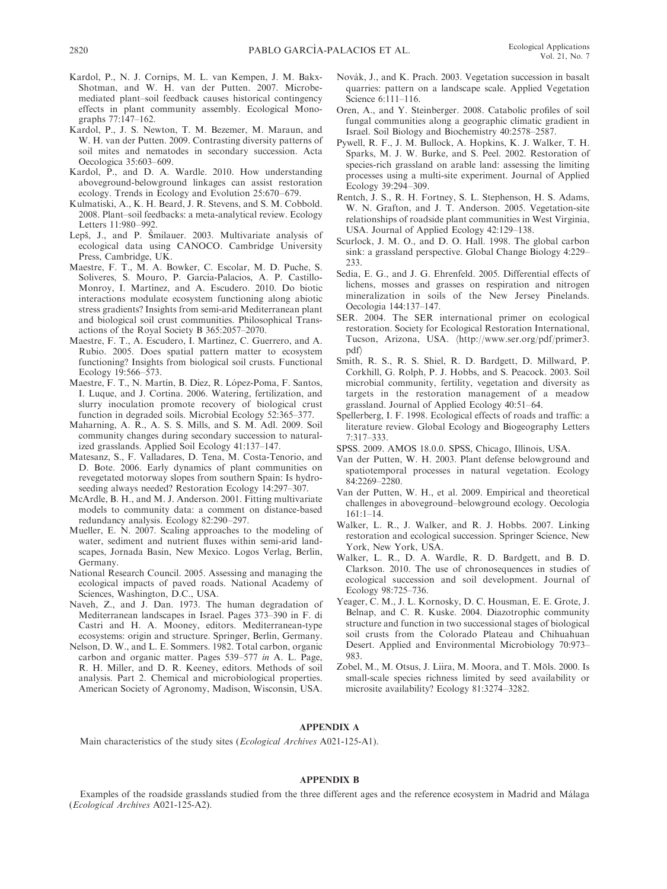Kardol, P., N. J. Cornips, M. L. van Kempen, J. M. Bakx-Shotman, and W. H. van der Putten. 2007. Microbe-mediated plant–soil feedback causes historical contingency effects in plant community assembly. Ecological Monographs 77:147–162.

Kardol, P., J. S. Newton, T. M. Bezemer, M. Maraun, and W. H. van der Putten. 2009. Contrasting diversity patterns of soil mites and nematodes in secondary succession. Acta Oecologica 35:603–609.

Kardol, P., and D. A. Wardle. 2010. How understanding aboveground-belowground linkages can assist restoration ecology. Trends in Ecology and Evolution 25:670–679.

Kulmatiski, A., K. H. Beard, J. R. Stevens, and S. M. Cobbold. 2008. Plant–soil feedbacks: a meta-analytical review. Ecology Letters 11:980–992.

Lepš, J., and P. Šmilauer. 2003. Multivariate analysis of ecological data using CANOCO. Cambridge University Press, Cambridge, UK.

Maestre, F. T., M. A. Bowker, C. Escolar, M. D. Puche, S. Soliveres, S. Mouro, P. García-Palacios, A. P. Castillo-Monroy, I. Martínez, and A. Escudero. 2010. Do biotic interactions modulate ecosystem functioning along abiotic stress gradients? Insights from semi-arid Mediterranean plant and biological soil crust communities. Philosophical Transactions of the Royal Society B 365:2057–2070.

Maestre, F. T., A. Escudero, I. Martínez, C. Guerrero, and A. Rubio. 2005. Does spatial pattern matter to ecosystem functioning? Insights from biological soil crusts. Functional Ecology 19:566–573.

Maestre, F. T., N. Martín, B. Díez, R. López-Poma, F. Santos, I. Luque, and J. Cortina. 2006. Watering, fertilization, and slurry inoculation promote recovery of biological crust function in degraded soils. Microbial Ecology 52:365–377.

Maharning, A. R., A. S. S. Mills, and S. M. Adl. 2009. Soil community changes during secondary succession to naturalized grasslands. Applied Soil Ecology 41:137–147.

Matesanz, S., F. Valladares, D. Tena, M. Costa-Tenorio, and D. Bote. 2006. Early dynamics of plant communities on revegetated motorway slopes from southern Spain: Is hydroseeding always needed? Restoration Ecology 14:297–307.

McArdle, B. H., and M. J. Anderson. 2001. Fitting multivariate models to community data: a comment on distance-based redundancy analysis. Ecology 82:290–297.

Mueller, E. N. 2007. Scaling approaches to the modeling of water, sediment and nutrient fluxes within semi-arid landscapes, Jornada Basin, New Mexico. Logos Verlag, Berlin, Germany.

National Research Council. 2005. Assessing and managing the ecological impacts of paved roads. National Academy of Sciences, Washington, D.C., USA.

Naveh, Z., and J. Dan. 1973. The human degradation of Mediterranean landscapes in Israel. Pages 373–390 in F. di Castri and H. A. Mooney, editors. Mediterranean-type ecosystems: origin and structure. Springer, Berlin, Germany.

Nelson, D. W., and L. E. Sommers. 1982. Total carbon, organic carbon and organic matter. Pages 539–577 *in* A. L. Page, R. H. Miller, and D. R. Keeney, editors. Methods of soil analysis. Part 2. Chemical and microbiological properties. American Society of Agronomy, Madison, Wisconsin, USA.

Novák, J., and K. Prach. 2003. Vegetation succession in basalt quarries: pattern on a landscape scale. Applied Vegetation Science 6:111–116.

Oren, A., and Y. Steinberger. 2008. Catabolic profiles of soil fungal communities along a geographic climatic gradient in Israel. Soil Biology and Biochemistry 40:2578–2587.

Pywell, R. F., J. M. Bullock, A. Hopkins, K. J. Walker, T. H. Sparks, M. J. W. Burke, and S. Peel. 2002. Restoration of species-rich grassland on arable land: assessing the limiting processes using a multi-site experiment. Journal of Applied Ecology 39:294–309.

Rentch, J. S., R. H. Fortney, S. L. Stephenson, H. S. Adams, W. N. Grafton, and J. T. Anderson. 2005. Vegetation-site relationships of roadside plant communities in West Virginia, USA. Journal of Applied Ecology 42:129–138.

Scurlock, J. M. O., and D. O. Hall. 1998. The global carbon sink: a grassland perspective. Global Change Biology 4:229–233.

Sedia, E. G., and J. G. Ehrenfeld. 2005. Differential effects of lichens, mosses and grasses on respiration and nitrogen mineralization in soils of the New Jersey Pinelands. Oecologia 144:137–147.

SER. 2004. The SER international primer on ecological restoration. Society for Ecological Restoration International, Tucson, Arizona, USA. ⟨http://www.ser.org/pdf/primer3.pdf⟩

Smith, R. S., R. S. Shiel, R. D. Bardgett, D. Millward, P. Corkhill, G. Rolph, P. J. Hobbs, and S. Peacock. 2003. Soil microbial community, fertility, vegetation and diversity as targets in the restoration management of a meadow grassland. Journal of Applied Ecology 40:51–64.

Spellerberg, I. F. 1998. Ecological effects of roads and traffic: a literature review. Global Ecology and Biogeography Letters 7:317–333.

SPSS. 2009. AMOS 18.0.0. SPSS, Chicago, Illinois, USA.

Van der Putten, W. H. 2003. Plant defense belowground and spatiotemporal processes in natural vegetation. Ecology 84:2269–2280.

Van der Putten, W. H., et al. 2009. Empirical and theoretical challenges in aboveground–belowground ecology. Oecologia 161:1–14.

Walker, L. R., J. Walker, and R. J. Hobbs. 2007. Linking restoration and ecological succession. Springer Science, New York, New York, USA.

Walker, L. R., D. A. Wardle, R. D. Bardgett, and B. D. Clarkson. 2010. The use of chronosequences in studies of ecological succession and soil development. Journal of Ecology 98:725–736.

Yeager, C. M., J. L. Kornosky, D. C. Housman, E. E. Grote, J. Belnap, and C. R. Kuske. 2004. Diazotrophic community structure and function in two successional stages of biological soil crusts from the Colorado Plateau and Chihuahuan Desert. Applied and Environmental Microbiology 70:973–983.

Zobel, M., M. Otsus, J. Liira, M. Moora, and T. Möls. 2000. Is small-scale species richness limited by seed availability or microsite availability? Ecology 81:3274–3282.

## APPENDIX A

Main characteristics of the study sites (*Ecological Archives* A021-125-A1).

## APPENDIX B

Examples of the roadside grasslands studied from the three different ages and the reference ecosystem in Madrid and Málaga (*Ecological Archives* A021-125-A2).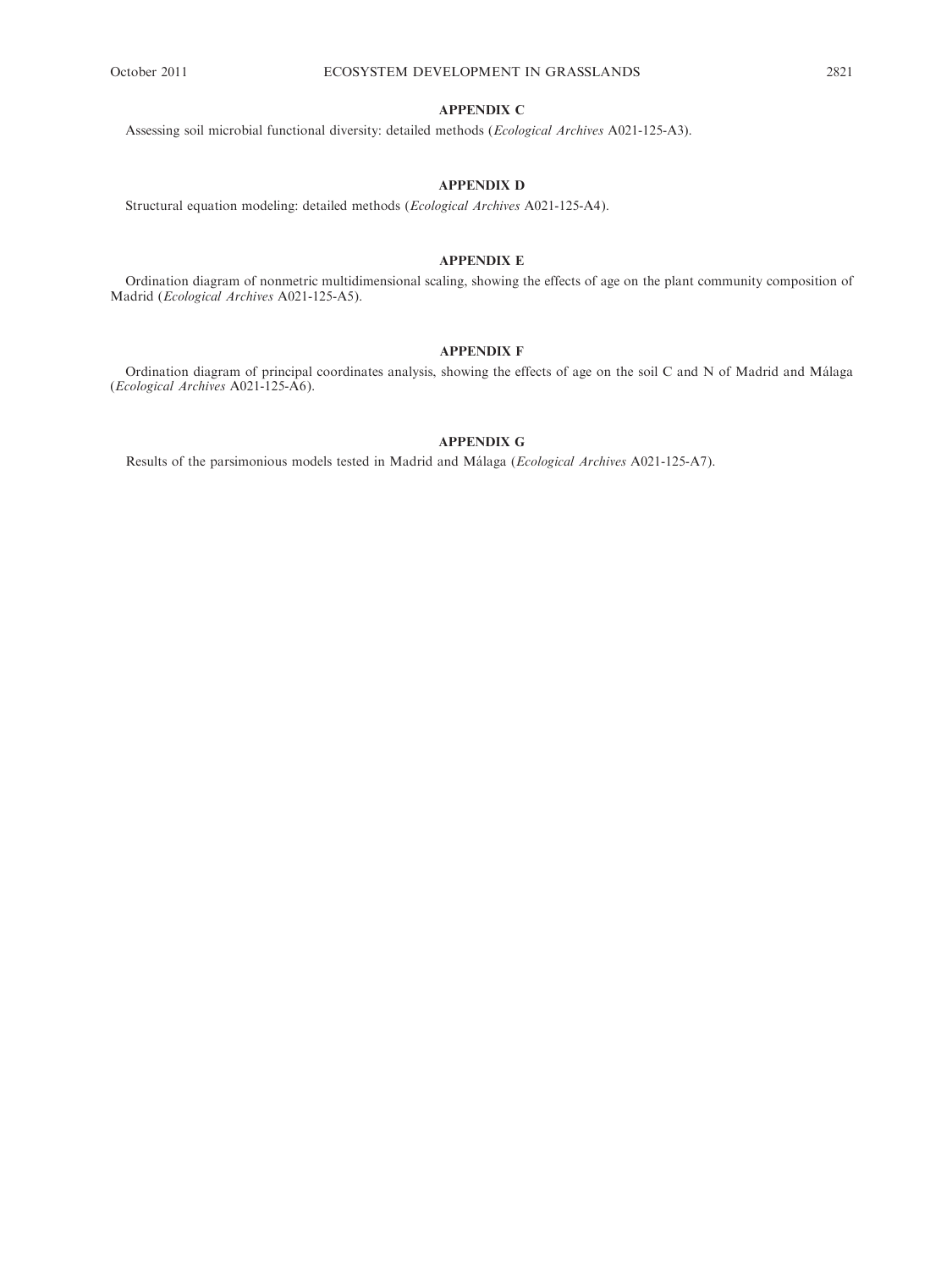## APPENDIX C

Assessing soil microbial functional diversity: detailed methods (*Ecological Archives* A021-125-A3).

## APPENDIX D

Structural equation modeling: detailed methods (*Ecological Archives* A021-125-A4).

## APPENDIX E

Ordination diagram of nonmetric multidimensional scaling, showing the effects of age on the plant community composition of Madrid (*Ecological Archives* A021-125-A5).

## APPENDIX F

Ordination diagram of principal coordinates analysis, showing the effects of age on the soil C and N of Madrid and Málaga (*Ecological Archives* A021-125-A6).

## APPENDIX G

Results of the parsimonious models tested in Madrid and Málaga (*Ecological Archives* A021-125-A7).